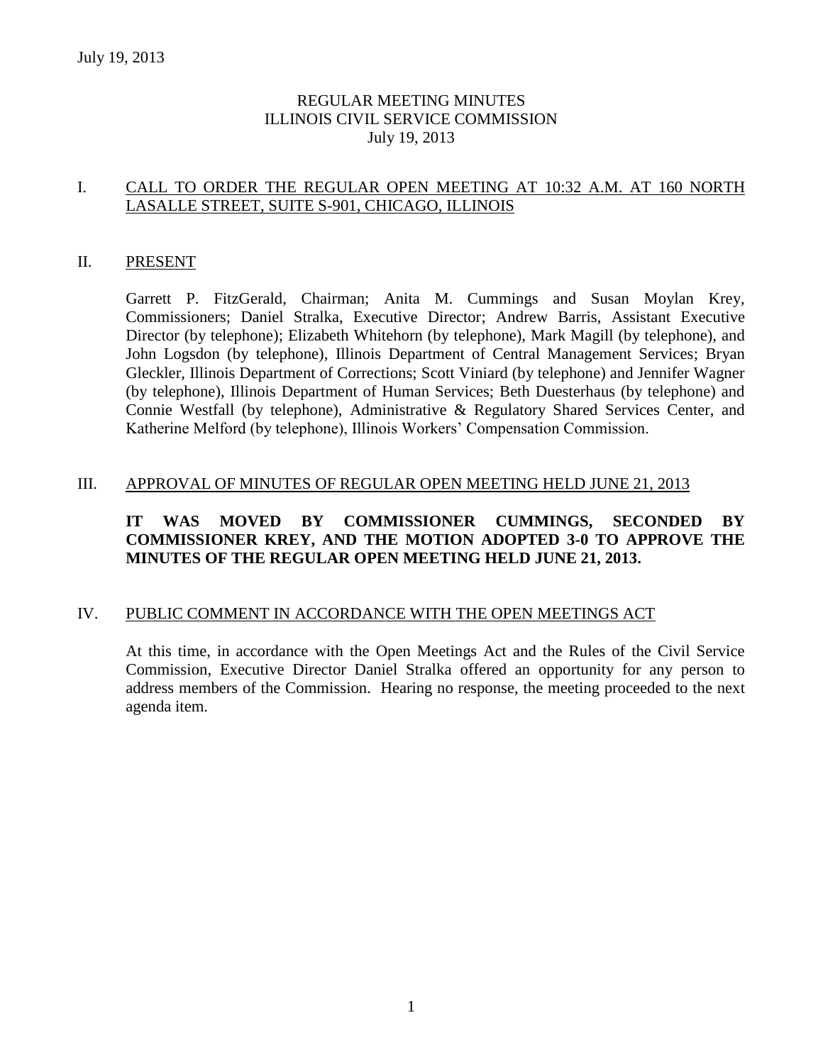# REGULAR MEETING MINUTES
# ILLINOIS CIVIL SERVICE COMMISSION
# July 19, 2013

## I. CALL TO ORDER THE REGULAR OPEN MEETING AT 10:32 A.M. AT 160 NORTH LASALLE STREET, SUITE S-901, CHICAGO, ILLINOIS

## II. PRESENT

Garrett P. FitzGerald, Chairman; Anita M. Cummings and Susan Moylan Krey, Commissioners; Daniel Stralka, Executive Director; Andrew Barris, Assistant Executive Director (by telephone); Elizabeth Whitehorn (by telephone), Mark Magill (by telephone), and John Logsdon (by telephone), Illinois Department of Central Management Services; Bryan Gleckler, Illinois Department of Corrections; Scott Viniard (by telephone) and Jennifer Wagner (by telephone), Illinois Department of Human Services; Beth Duesterhaus (by telephone) and Connie Westfall (by telephone), Administrative & Regulatory Shared Services Center, and Katherine Melford (by telephone), Illinois Workers' Compensation Commission.

## III. APPROVAL OF MINUTES OF REGULAR OPEN MEETING HELD JUNE 21, 2013

**IT WAS MOVED BY COMMISSIONER CUMMINGS, SECONDED BY COMMISSIONER KREY, AND THE MOTION ADOPTED 3-0 TO APPROVE THE MINUTES OF THE REGULAR OPEN MEETING HELD JUNE 21, 2013.**

## IV. PUBLIC COMMENT IN ACCORDANCE WITH THE OPEN MEETINGS ACT

At this time, in accordance with the Open Meetings Act and the Rules of the Civil Service Commission, Executive Director Daniel Stralka offered an opportunity for any person to address members of the Commission. Hearing no response, the meeting proceeded to the next agenda item.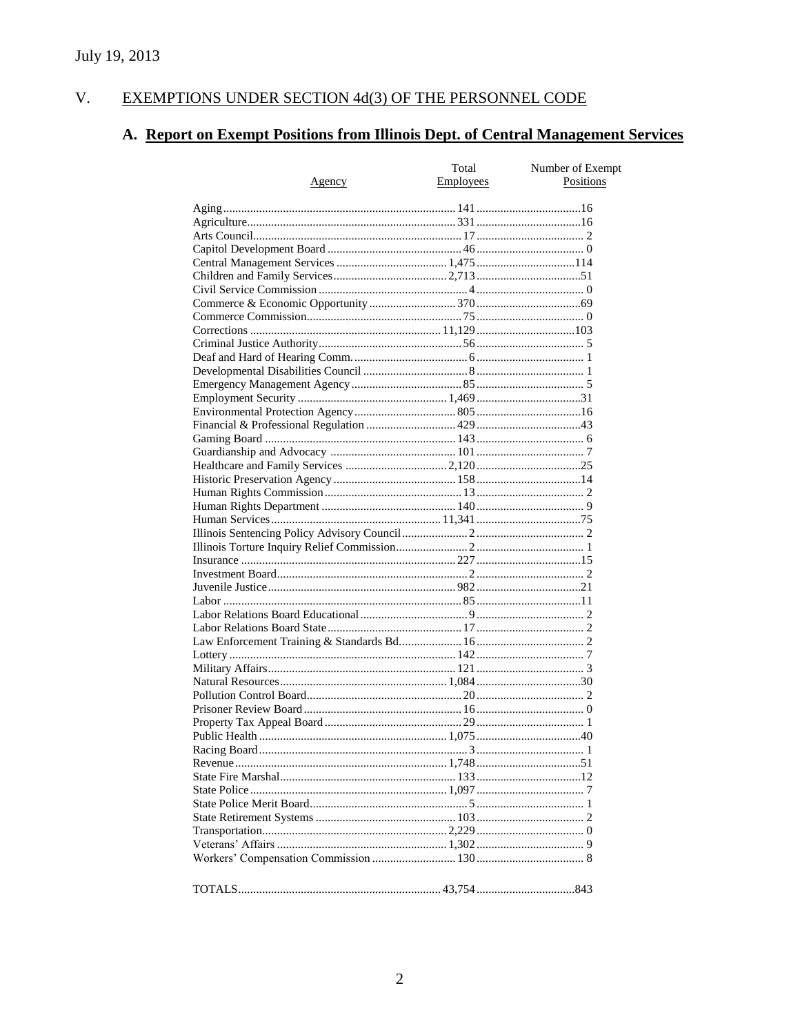July 19, 2013

## V. EXEMPTIONS UNDER SECTION 4d(3) OF THE PERSONNEL CODE

### A. Report on Exempt Positions from Illinois Dept. of Central Management Services

| Agency | Total Employees | Number of Exempt Positions |
|---|---|---|
| Aging | 141 | 16 |
| Agriculture | 331 | 16 |
| Arts Council | 17 | 2 |
| Capitol Development Board | 46 | 0 |
| Central Management Services | 1,475 | 114 |
| Children and Family Services | 2,713 | 51 |
| Civil Service Commission | 4 | 0 |
| Commerce & Economic Opportunity | 370 | 69 |
| Commerce Commission | 75 | 0 |
| Corrections | 11,129 | 103 |
| Criminal Justice Authority | 56 | 5 |
| Deaf and Hard of Hearing Comm. | 6 | 1 |
| Developmental Disabilities Council | 8 | 1 |
| Emergency Management Agency | 85 | 5 |
| Employment Security | 1,469 | 31 |
| Environmental Protection Agency | 805 | 16 |
| Financial & Professional Regulation | 429 | 43 |
| Gaming Board | 143 | 6 |
| Guardianship and Advocacy | 101 | 7 |
| Healthcare and Family Services | 2,120 | 25 |
| Historic Preservation Agency | 158 | 14 |
| Human Rights Commission | 13 | 2 |
| Human Rights Department | 140 | 9 |
| Human Services | 11,341 | 75 |
| Illinois Sentencing Policy Advisory Council | 2 | 2 |
| Illinois Torture Inquiry Relief Commission | 2 | 1 |
| Insurance | 227 | 15 |
| Investment Board | 2 | 2 |
| Juvenile Justice | 982 | 21 |
| Labor | 85 | 11 |
| Labor Relations Board Educational | 9 | 2 |
| Labor Relations Board State | 17 | 2 |
| Law Enforcement Training & Standards Bd. | 16 | 2 |
| Lottery | 142 | 7 |
| Military Affairs | 121 | 3 |
| Natural Resources | 1,084 | 30 |
| Pollution Control Board | 20 | 2 |
| Prisoner Review Board | 16 | 0 |
| Property Tax Appeal Board | 29 | 1 |
| Public Health | 1,075 | 40 |
| Racing Board | 3 | 1 |
| Revenue | 1,748 | 51 |
| State Fire Marshal | 133 | 12 |
| State Police | 1,097 | 7 |
| State Police Merit Board | 5 | 1 |
| State Retirement Systems | 103 | 2 |
| Transportation | 2,229 | 0 |
| Veterans' Affairs | 1,302 | 9 |
| Workers' Compensation Commission | 130 | 8 |
| TOTALS | 43,754 | 843 |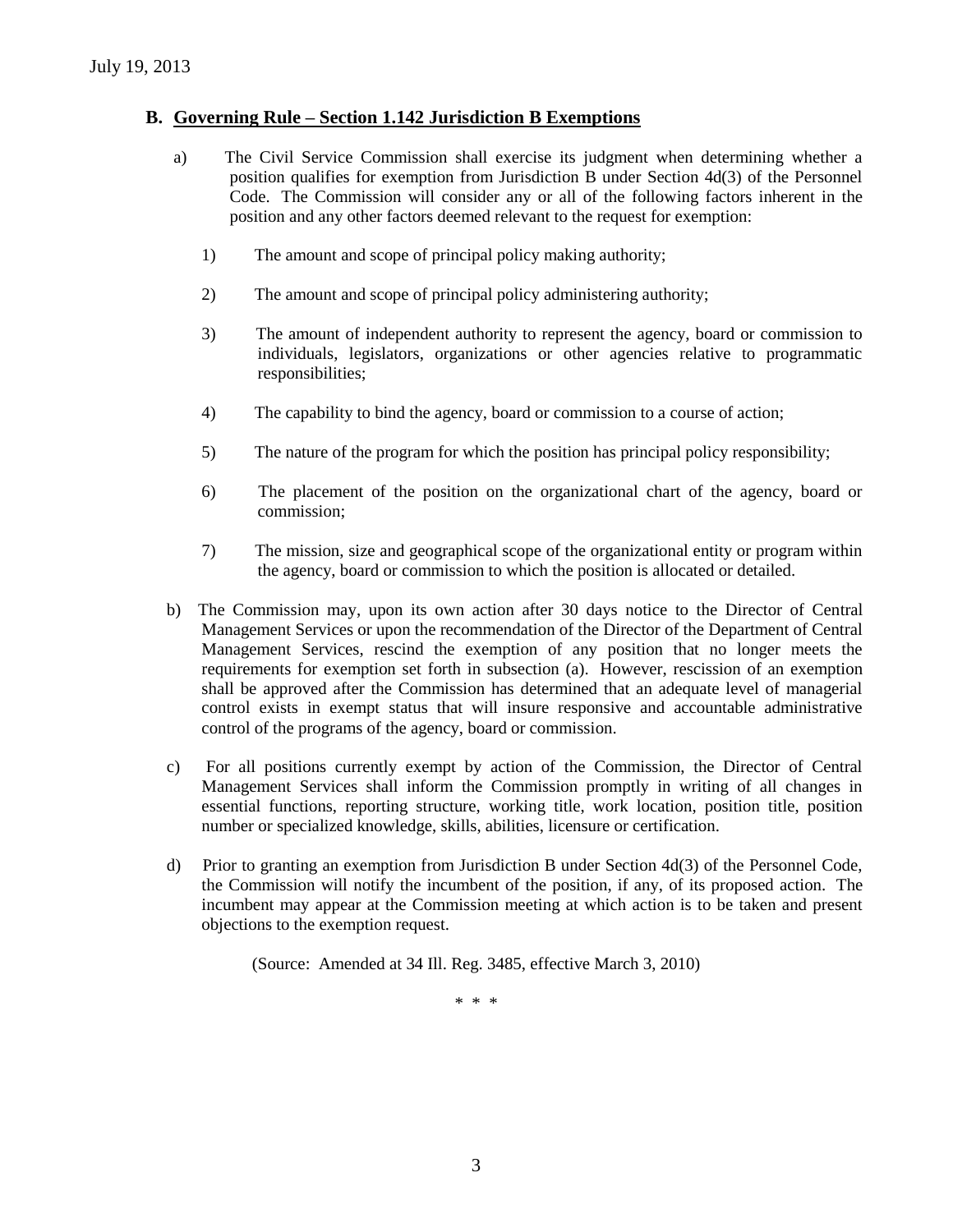## B. Governing Rule – Section 1.142 Jurisdiction B Exemptions

a) The Civil Service Commission shall exercise its judgment when determining whether a position qualifies for exemption from Jurisdiction B under Section 4d(3) of the Personnel Code. The Commission will consider any or all of the following factors inherent in the position and any other factors deemed relevant to the request for exemption:

   1) The amount and scope of principal policy making authority;

   2) The amount and scope of principal policy administering authority;

   3) The amount of independent authority to represent the agency, board or commission to individuals, legislators, organizations or other agencies relative to programmatic responsibilities;

   4) The capability to bind the agency, board or commission to a course of action;

   5) The nature of the program for which the position has principal policy responsibility;

   6) The placement of the position on the organizational chart of the agency, board or commission;

   7) The mission, size and geographical scope of the organizational entity or program within the agency, board or commission to which the position is allocated or detailed.

b) The Commission may, upon its own action after 30 days notice to the Director of Central Management Services or upon the recommendation of the Director of the Department of Central Management Services, rescind the exemption of any position that no longer meets the requirements for exemption set forth in subsection (a). However, rescission of an exemption shall be approved after the Commission has determined that an adequate level of managerial control exists in exempt status that will insure responsive and accountable administrative control of the programs of the agency, board or commission.

c) For all positions currently exempt by action of the Commission, the Director of Central Management Services shall inform the Commission promptly in writing of all changes in essential functions, reporting structure, working title, work location, position title, position number or specialized knowledge, skills, abilities, licensure or certification.

d) Prior to granting an exemption from Jurisdiction B under Section 4d(3) of the Personnel Code, the Commission will notify the incumbent of the position, if any, of its proposed action. The incumbent may appear at the Commission meeting at which action is to be taken and present objections to the exemption request.

(Source: Amended at 34 Ill. Reg. 3485, effective March 3, 2010)

\* \* \*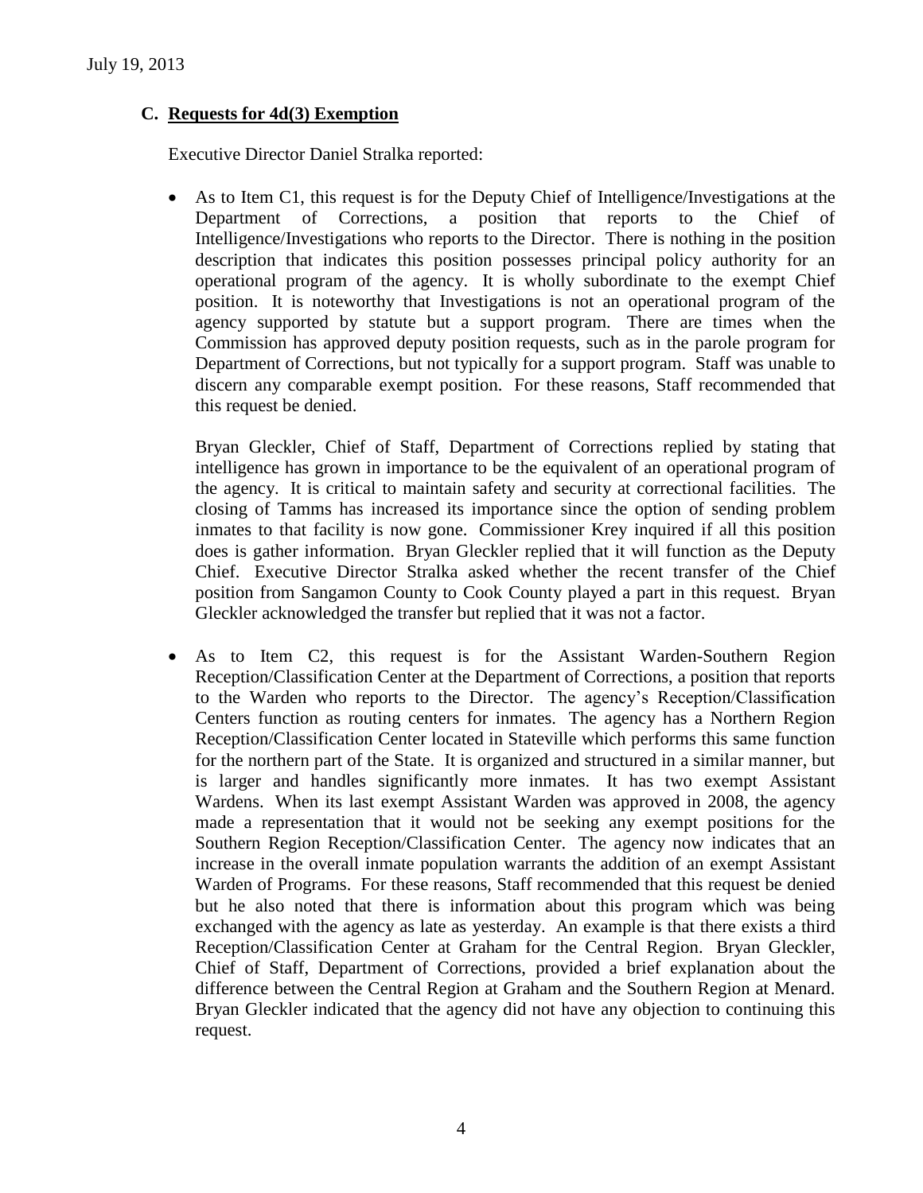July 19, 2013

### C. Requests for 4d(3) Exemption

Executive Director Daniel Stralka reported:

- As to Item C1, this request is for the Deputy Chief of Intelligence/Investigations at the Department of Corrections, a position that reports to the Chief of Intelligence/Investigations who reports to the Director. There is nothing in the position description that indicates this position possesses principal policy authority for an operational program of the agency. It is wholly subordinate to the exempt Chief position. It is noteworthy that Investigations is not an operational program of the agency supported by statute but a support program. There are times when the Commission has approved deputy position requests, such as in the parole program for Department of Corrections, but not typically for a support program. Staff was unable to discern any comparable exempt position. For these reasons, Staff recommended that this request be denied.

  Bryan Gleckler, Chief of Staff, Department of Corrections replied by stating that intelligence has grown in importance to be the equivalent of an operational program of the agency. It is critical to maintain safety and security at correctional facilities. The closing of Tamms has increased its importance since the option of sending problem inmates to that facility is now gone. Commissioner Krey inquired if all this position does is gather information. Bryan Gleckler replied that it will function as the Deputy Chief. Executive Director Stralka asked whether the recent transfer of the Chief position from Sangamon County to Cook County played a part in this request. Bryan Gleckler acknowledged the transfer but replied that it was not a factor.

- As to Item C2, this request is for the Assistant Warden-Southern Region Reception/Classification Center at the Department of Corrections, a position that reports to the Warden who reports to the Director. The agency's Reception/Classification Centers function as routing centers for inmates. The agency has a Northern Region Reception/Classification Center located in Stateville which performs this same function for the northern part of the State. It is organized and structured in a similar manner, but is larger and handles significantly more inmates. It has two exempt Assistant Wardens. When its last exempt Assistant Warden was approved in 2008, the agency made a representation that it would not be seeking any exempt positions for the Southern Region Reception/Classification Center. The agency now indicates that an increase in the overall inmate population warrants the addition of an exempt Assistant Warden of Programs. For these reasons, Staff recommended that this request be denied but he also noted that there is information about this program which was being exchanged with the agency as late as yesterday. An example is that there exists a third Reception/Classification Center at Graham for the Central Region. Bryan Gleckler, Chief of Staff, Department of Corrections, provided a brief explanation about the difference between the Central Region at Graham and the Southern Region at Menard. Bryan Gleckler indicated that the agency did not have any objection to continuing this request.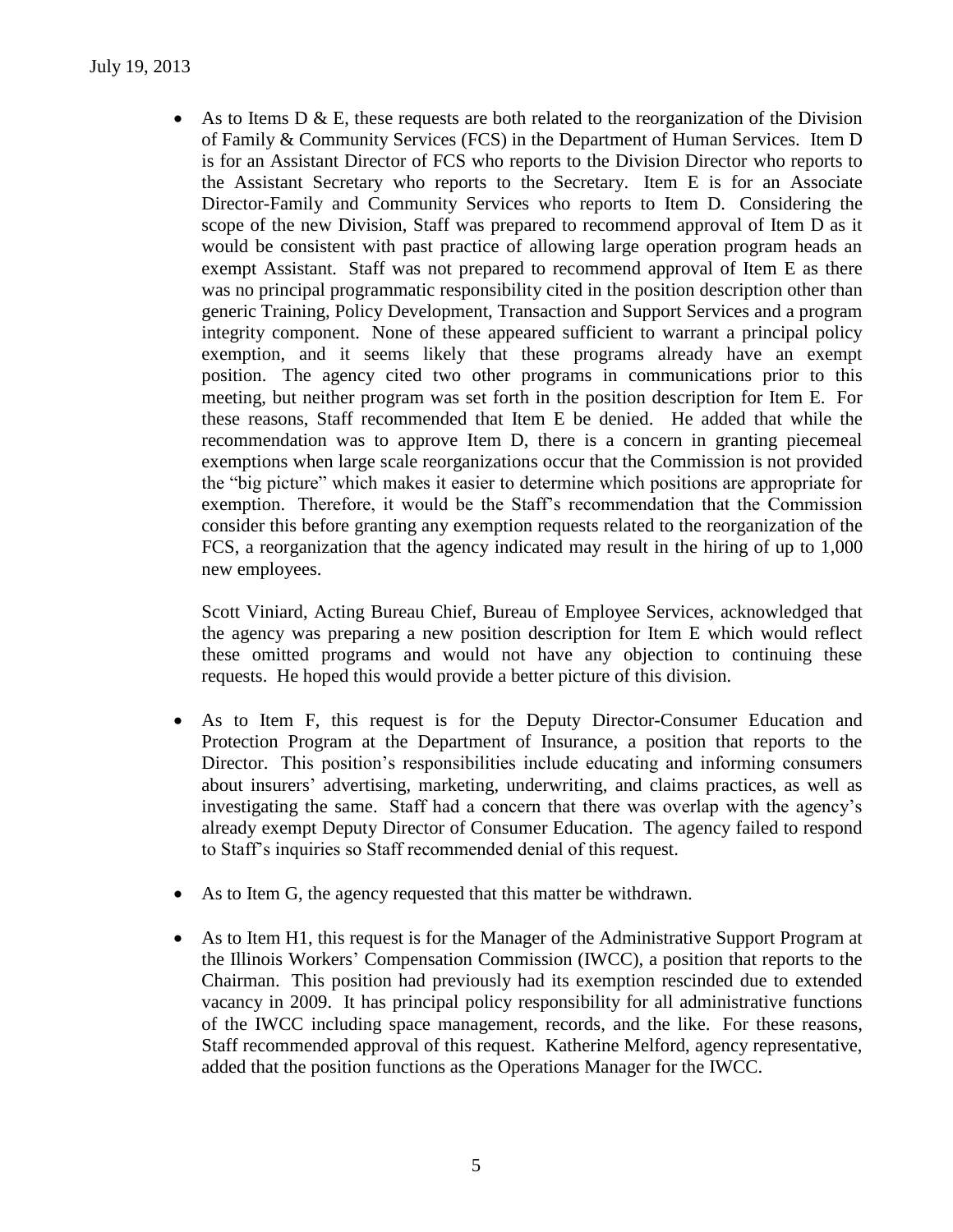- As to Items D & E, these requests are both related to the reorganization of the Division of Family & Community Services (FCS) in the Department of Human Services. Item D is for an Assistant Director of FCS who reports to the Division Director who reports to the Assistant Secretary who reports to the Secretary. Item E is for an Associate Director-Family and Community Services who reports to Item D. Considering the scope of the new Division, Staff was prepared to recommend approval of Item D as it would be consistent with past practice of allowing large operation program heads an exempt Assistant. Staff was not prepared to recommend approval of Item E as there was no principal programmatic responsibility cited in the position description other than generic Training, Policy Development, Transaction and Support Services and a program integrity component. None of these appeared sufficient to warrant a principal policy exemption, and it seems likely that these programs already have an exempt position. The agency cited two other programs in communications prior to this meeting, but neither program was set forth in the position description for Item E. For these reasons, Staff recommended that Item E be denied. He added that while the recommendation was to approve Item D, there is a concern in granting piecemeal exemptions when large scale reorganizations occur that the Commission is not provided the "big picture" which makes it easier to determine which positions are appropriate for exemption. Therefore, it would be the Staff's recommendation that the Commission consider this before granting any exemption requests related to the reorganization of the FCS, a reorganization that the agency indicated may result in the hiring of up to 1,000 new employees.

  Scott Viniard, Acting Bureau Chief, Bureau of Employee Services, acknowledged that the agency was preparing a new position description for Item E which would reflect these omitted programs and would not have any objection to continuing these requests. He hoped this would provide a better picture of this division.

- As to Item F, this request is for the Deputy Director-Consumer Education and Protection Program at the Department of Insurance, a position that reports to the Director. This position's responsibilities include educating and informing consumers about insurers' advertising, marketing, underwriting, and claims practices, as well as investigating the same. Staff had a concern that there was overlap with the agency's already exempt Deputy Director of Consumer Education. The agency failed to respond to Staff's inquiries so Staff recommended denial of this request.

- As to Item G, the agency requested that this matter be withdrawn.

- As to Item H1, this request is for the Manager of the Administrative Support Program at the Illinois Workers' Compensation Commission (IWCC), a position that reports to the Chairman. This position had previously had its exemption rescinded due to extended vacancy in 2009. It has principal policy responsibility for all administrative functions of the IWCC including space management, records, and the like. For these reasons, Staff recommended approval of this request. Katherine Melford, agency representative, added that the position functions as the Operations Manager for the IWCC.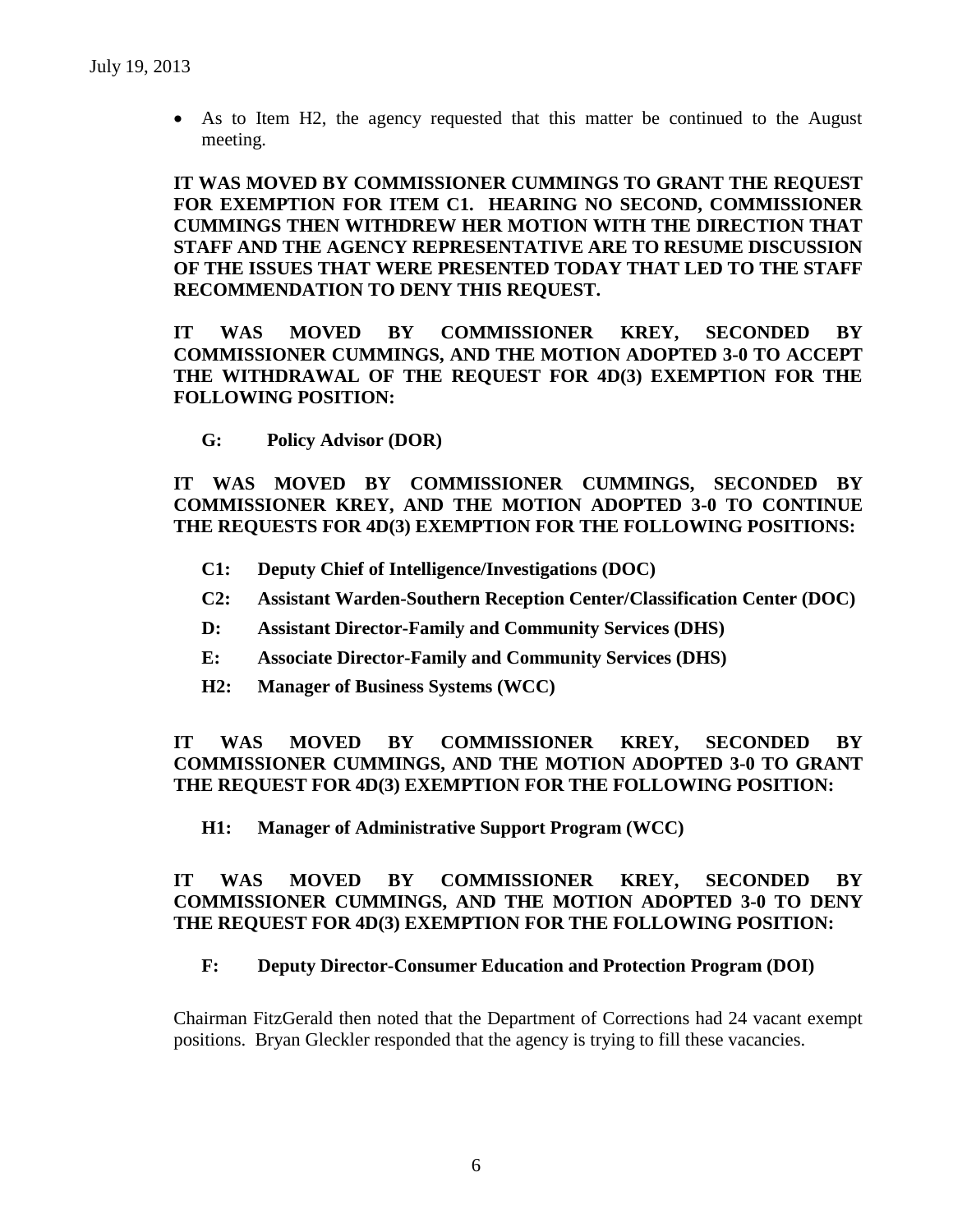- As to Item H2, the agency requested that this matter be continued to the August meeting.

**IT WAS MOVED BY COMMISSIONER CUMMINGS TO GRANT THE REQUEST FOR EXEMPTION FOR ITEM C1. HEARING NO SECOND, COMMISSIONER CUMMINGS THEN WITHDREW HER MOTION WITH THE DIRECTION THAT STAFF AND THE AGENCY REPRESENTATIVE ARE TO RESUME DISCUSSION OF THE ISSUES THAT WERE PRESENTED TODAY THAT LED TO THE STAFF RECOMMENDATION TO DENY THIS REQUEST.**

**IT WAS MOVED BY COMMISSIONER KREY, SECONDED BY COMMISSIONER CUMMINGS, AND THE MOTION ADOPTED 3-0 TO ACCEPT THE WITHDRAWAL OF THE REQUEST FOR 4D(3) EXEMPTION FOR THE FOLLOWING POSITION:**

**G: Policy Advisor (DOR)**

**IT WAS MOVED BY COMMISSIONER CUMMINGS, SECONDED BY COMMISSIONER KREY, AND THE MOTION ADOPTED 3-0 TO CONTINUE THE REQUESTS FOR 4D(3) EXEMPTION FOR THE FOLLOWING POSITIONS:**

**C1: Deputy Chief of Intelligence/Investigations (DOC)**

**C2: Assistant Warden-Southern Reception Center/Classification Center (DOC)**

**D: Assistant Director-Family and Community Services (DHS)**

**E: Associate Director-Family and Community Services (DHS)**

**H2: Manager of Business Systems (WCC)**

**IT WAS MOVED BY COMMISSIONER KREY, SECONDED BY COMMISSIONER CUMMINGS, AND THE MOTION ADOPTED 3-0 TO GRANT THE REQUEST FOR 4D(3) EXEMPTION FOR THE FOLLOWING POSITION:**

**H1: Manager of Administrative Support Program (WCC)**

**IT WAS MOVED BY COMMISSIONER KREY, SECONDED BY COMMISSIONER CUMMINGS, AND THE MOTION ADOPTED 3-0 TO DENY THE REQUEST FOR 4D(3) EXEMPTION FOR THE FOLLOWING POSITION:**

**F: Deputy Director-Consumer Education and Protection Program (DOI)**

Chairman FitzGerald then noted that the Department of Corrections had 24 vacant exempt positions. Bryan Gleckler responded that the agency is trying to fill these vacancies.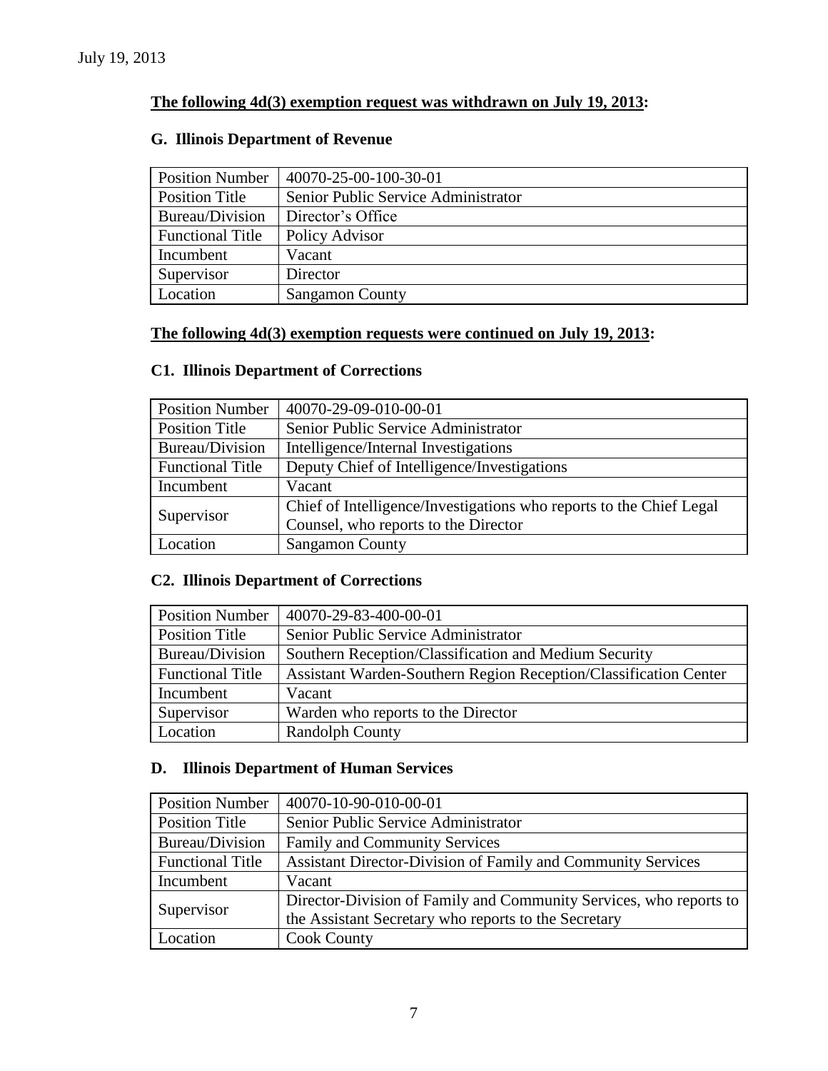July 19, 2013

**The following 4d(3) exemption request was withdrawn on July 19, 2013:**

### G. Illinois Department of Revenue

| Position Number | 40070-25-00-100-30-01 |
|---|---|
| Position Title | Senior Public Service Administrator |
| Bureau/Division | Director's Office |
| Functional Title | Policy Advisor |
| Incumbent | Vacant |
| Supervisor | Director |
| Location | Sangamon County |

**The following 4d(3) exemption requests were continued on July 19, 2013:**

### C1. Illinois Department of Corrections

| Position Number | 40070-29-09-010-00-01 |
|---|---|
| Position Title | Senior Public Service Administrator |
| Bureau/Division | Intelligence/Internal Investigations |
| Functional Title | Deputy Chief of Intelligence/Investigations |
| Incumbent | Vacant |
| Supervisor | Chief of Intelligence/Investigations who reports to the Chief Legal Counsel, who reports to the Director |
| Location | Sangamon County |

### C2. Illinois Department of Corrections

| Position Number | 40070-29-83-400-00-01 |
|---|---|
| Position Title | Senior Public Service Administrator |
| Bureau/Division | Southern Reception/Classification and Medium Security |
| Functional Title | Assistant Warden-Southern Region Reception/Classification Center |
| Incumbent | Vacant |
| Supervisor | Warden who reports to the Director |
| Location | Randolph County |

### D. Illinois Department of Human Services

| Position Number | 40070-10-90-010-00-01 |
|---|---|
| Position Title | Senior Public Service Administrator |
| Bureau/Division | Family and Community Services |
| Functional Title | Assistant Director-Division of Family and Community Services |
| Incumbent | Vacant |
| Supervisor | Director-Division of Family and Community Services, who reports to the Assistant Secretary who reports to the Secretary |
| Location | Cook County |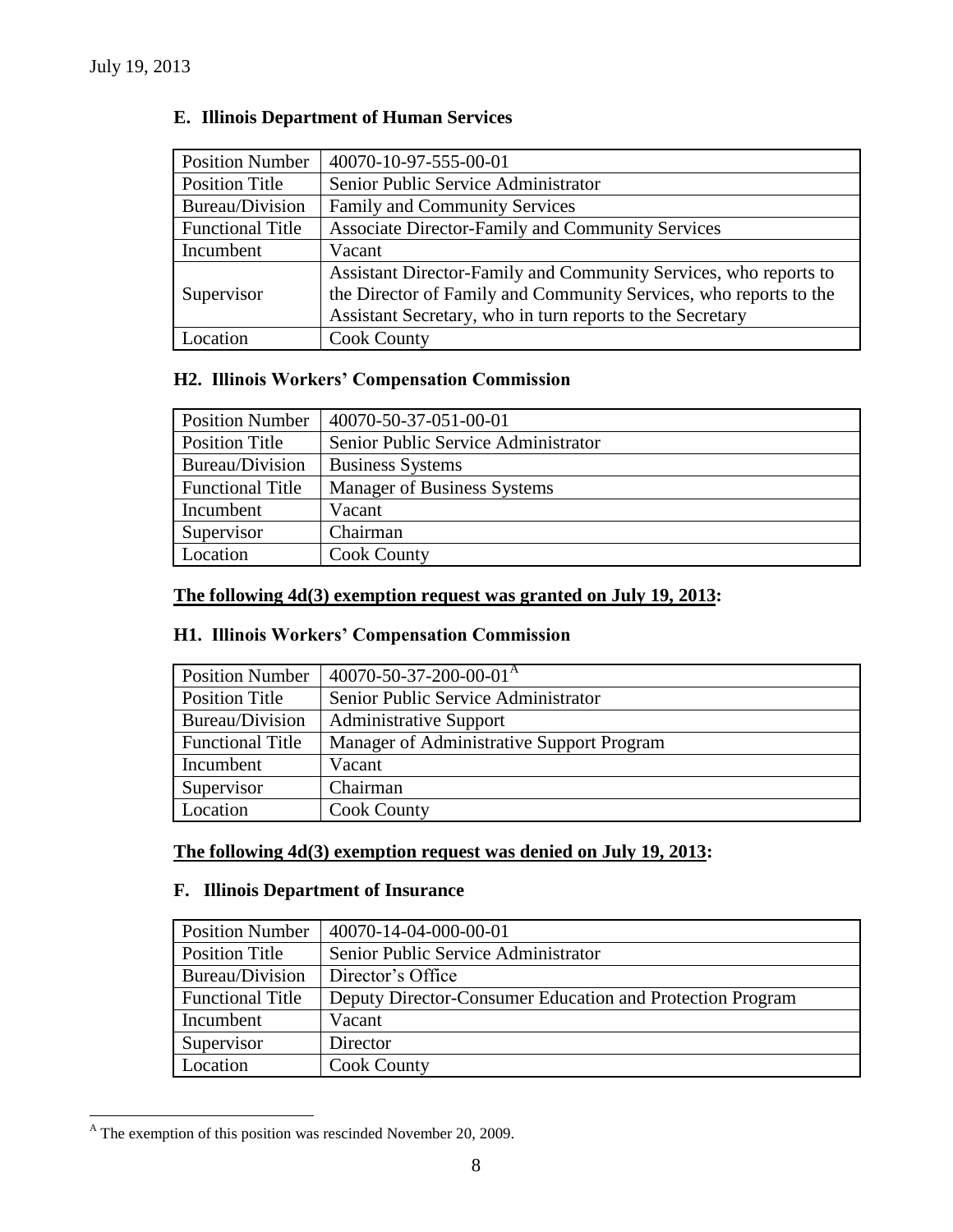July 19, 2013

### E. Illinois Department of Human Services

| Position Number | 40070-10-97-555-00-01 |
|---|---|
| Position Title | Senior Public Service Administrator |
| Bureau/Division | Family and Community Services |
| Functional Title | Associate Director-Family and Community Services |
| Incumbent | Vacant |
| Supervisor | Assistant Director-Family and Community Services, who reports to the Director of Family and Community Services, who reports to the Assistant Secretary, who in turn reports to the Secretary |
| Location | Cook County |

### H2. Illinois Workers' Compensation Commission

| Position Number | 40070-50-37-051-00-01 |
|---|---|
| Position Title | Senior Public Service Administrator |
| Bureau/Division | Business Systems |
| Functional Title | Manager of Business Systems |
| Incumbent | Vacant |
| Supervisor | Chairman |
| Location | Cook County |

**The following 4d(3) exemption request was granted on July 19, 2013:**

### H1. Illinois Workers' Compensation Commission

| Position Number | 40070-50-37-200-00-01[A] |
|---|---|
| Position Title | Senior Public Service Administrator |
| Bureau/Division | Administrative Support |
| Functional Title | Manager of Administrative Support Program |
| Incumbent | Vacant |
| Supervisor | Chairman |
| Location | Cook County |

**The following 4d(3) exemption request was denied on July 19, 2013:**

### F. Illinois Department of Insurance

| Position Number | 40070-14-04-000-00-01 |
|---|---|
| Position Title | Senior Public Service Administrator |
| Bureau/Division | Director's Office |
| Functional Title | Deputy Director-Consumer Education and Protection Program |
| Incumbent | Vacant |
| Supervisor | Director |
| Location | Cook County |

[A] The exemption of this position was rescinded November 20, 2009.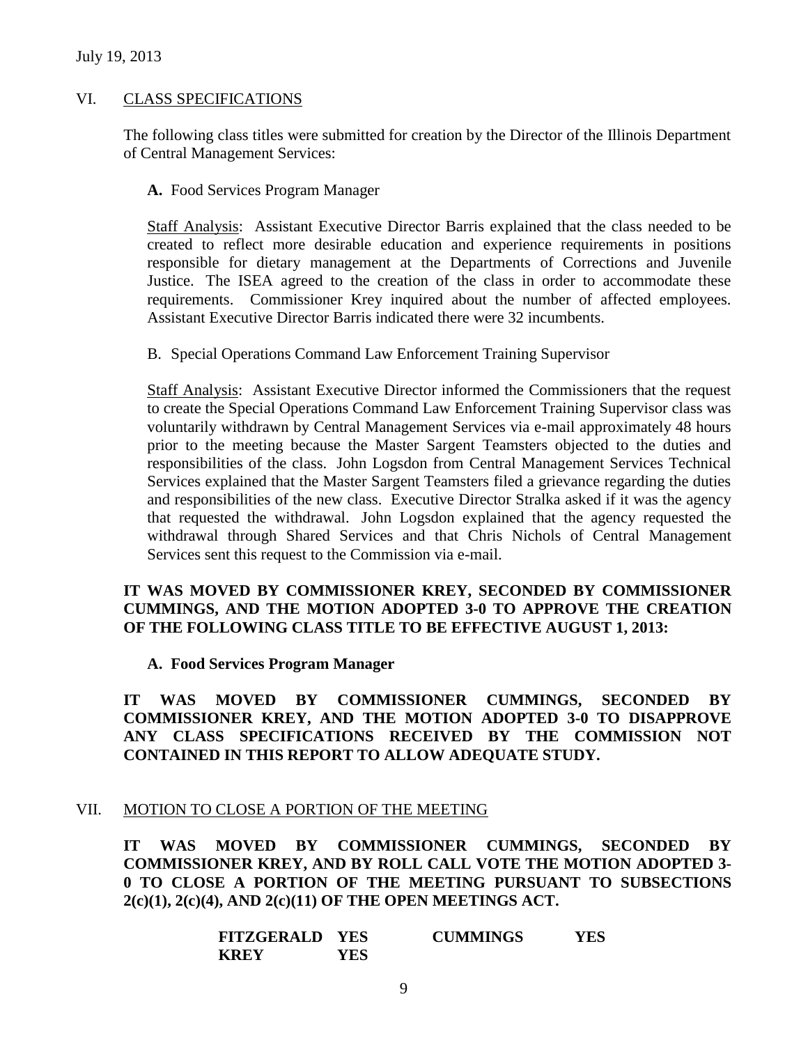July 19, 2013

## VI. CLASS SPECIFICATIONS

The following class titles were submitted for creation by the Director of the Illinois Department of Central Management Services:

**A.** Food Services Program Manager

Staff Analysis: Assistant Executive Director Barris explained that the class needed to be created to reflect more desirable education and experience requirements in positions responsible for dietary management at the Departments of Corrections and Juvenile Justice. The ISEA agreed to the creation of the class in order to accommodate these requirements. Commissioner Krey inquired about the number of affected employees. Assistant Executive Director Barris indicated there were 32 incumbents.

B. Special Operations Command Law Enforcement Training Supervisor

Staff Analysis: Assistant Executive Director informed the Commissioners that the request to create the Special Operations Command Law Enforcement Training Supervisor class was voluntarily withdrawn by Central Management Services via e-mail approximately 48 hours prior to the meeting because the Master Sargent Teamsters objected to the duties and responsibilities of the class. John Logsdon from Central Management Services Technical Services explained that the Master Sargent Teamsters filed a grievance regarding the duties and responsibilities of the new class. Executive Director Stralka asked if it was the agency that requested the withdrawal. John Logsdon explained that the agency requested the withdrawal through Shared Services and that Chris Nichols of Central Management Services sent this request to the Commission via e-mail.

**IT WAS MOVED BY COMMISSIONER KREY, SECONDED BY COMMISSIONER CUMMINGS, AND THE MOTION ADOPTED 3-0 TO APPROVE THE CREATION OF THE FOLLOWING CLASS TITLE TO BE EFFECTIVE AUGUST 1, 2013:**

**A. Food Services Program Manager**

**IT WAS MOVED BY COMMISSIONER CUMMINGS, SECONDED BY COMMISSIONER KREY, AND THE MOTION ADOPTED 3-0 TO DISAPPROVE ANY CLASS SPECIFICATIONS RECEIVED BY THE COMMISSION NOT CONTAINED IN THIS REPORT TO ALLOW ADEQUATE STUDY.**

## VII. MOTION TO CLOSE A PORTION OF THE MEETING

**IT WAS MOVED BY COMMISSIONER CUMMINGS, SECONDED BY COMMISSIONER KREY, AND BY ROLL CALL VOTE THE MOTION ADOPTED 3-0 TO CLOSE A PORTION OF THE MEETING PURSUANT TO SUBSECTIONS 2(c)(1), 2(c)(4), AND 2(c)(11) OF THE OPEN MEETINGS ACT.**

| | | | |
|---|---|---|---|
| **FITZGERALD** | **YES** | **CUMMINGS** | **YES** |
| **KREY** | **YES** | | |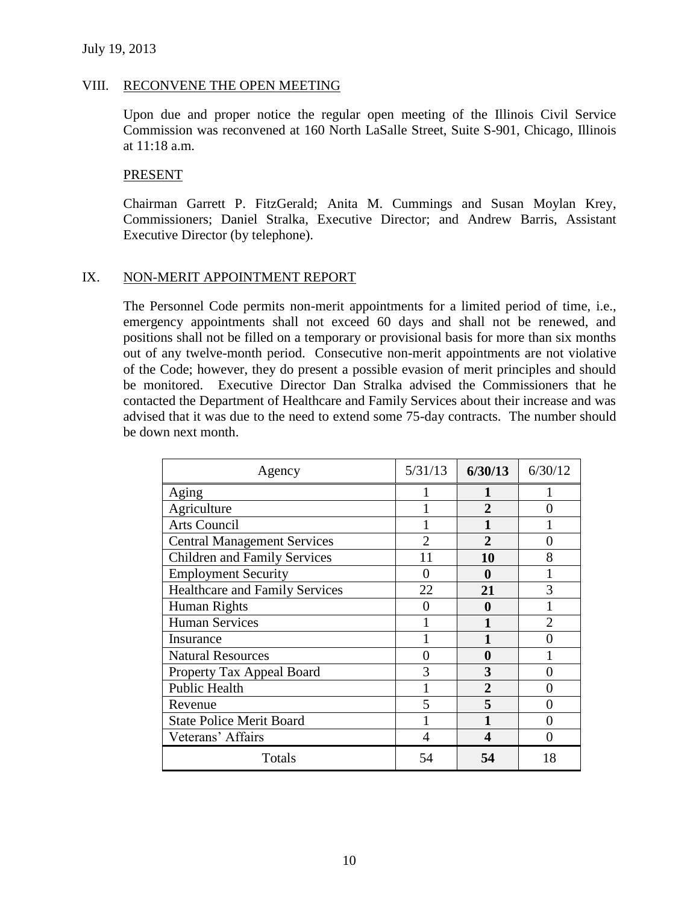July 19, 2013

## VIII. RECONVENE THE OPEN MEETING

Upon due and proper notice the regular open meeting of the Illinois Civil Service Commission was reconvened at 160 North LaSalle Street, Suite S-901, Chicago, Illinois at 11:18 a.m.

### PRESENT

Chairman Garrett P. FitzGerald; Anita M. Cummings and Susan Moylan Krey, Commissioners; Daniel Stralka, Executive Director; and Andrew Barris, Assistant Executive Director (by telephone).

## IX. NON-MERIT APPOINTMENT REPORT

The Personnel Code permits non-merit appointments for a limited period of time, i.e., emergency appointments shall not exceed 60 days and shall not be renewed, and positions shall not be filled on a temporary or provisional basis for more than six months out of any twelve-month period. Consecutive non-merit appointments are not violative of the Code; however, they do present a possible evasion of merit principles and should be monitored. Executive Director Dan Stralka advised the Commissioners that he contacted the Department of Healthcare and Family Services about their increase and was advised that it was due to the need to extend some 75-day contracts. The number should be down next month.

| Agency | 5/31/13 | **6/30/13** | 6/30/12 |
|---|---|---|---|
| Aging | 1 | **1** | 1 |
| Agriculture | 1 | **2** | 0 |
| Arts Council | 1 | **1** | 1 |
| Central Management Services | 2 | **2** | 0 |
| Children and Family Services | 11 | **10** | 8 |
| Employment Security | 0 | **0** | 1 |
| Healthcare and Family Services | 22 | **21** | 3 |
| Human Rights | 0 | **0** | 1 |
| Human Services | 1 | **1** | 2 |
| Insurance | 1 | **1** | 0 |
| Natural Resources | 0 | **0** | 1 |
| Property Tax Appeal Board | 3 | **3** | 0 |
| Public Health | 1 | **2** | 0 |
| Revenue | 5 | **5** | 0 |
| State Police Merit Board | 1 | **1** | 0 |
| Veterans' Affairs | 4 | **4** | 0 |
| Totals | 54 | **54** | 18 |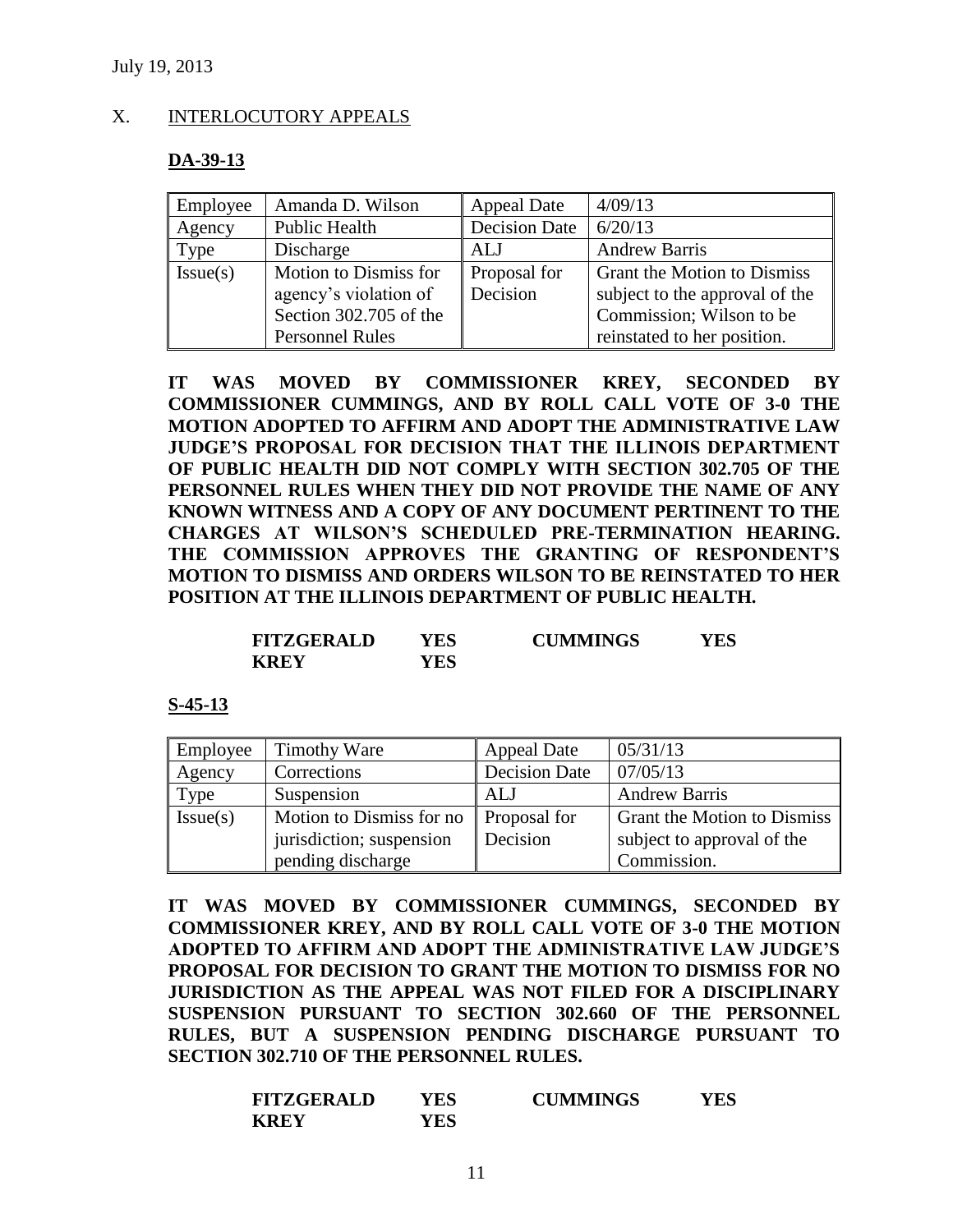July 19, 2013

## X. INTERLOCUTORY APPEALS

### DA-39-13

| Employee | Amanda D. Wilson | Appeal Date | 4/09/13 |
|---|---|---|---|
| Agency | Public Health | Decision Date | 6/20/13 |
| Type | Discharge | ALJ | Andrew Barris |
| Issue(s) | Motion to Dismiss for agency's violation of Section 302.705 of the Personnel Rules | Proposal for Decision | Grant the Motion to Dismiss subject to the approval of the Commission; Wilson to be reinstated to her position. |

**IT WAS MOVED BY COMMISSIONER KREY, SECONDED BY COMMISSIONER CUMMINGS, AND BY ROLL CALL VOTE OF 3-0 THE MOTION ADOPTED TO AFFIRM AND ADOPT THE ADMINISTRATIVE LAW JUDGE'S PROPOSAL FOR DECISION THAT THE ILLINOIS DEPARTMENT OF PUBLIC HEALTH DID NOT COMPLY WITH SECTION 302.705 OF THE PERSONNEL RULES WHEN THEY DID NOT PROVIDE THE NAME OF ANY KNOWN WITNESS AND A COPY OF ANY DOCUMENT PERTINENT TO THE CHARGES AT WILSON'S SCHEDULED PRE-TERMINATION HEARING. THE COMMISSION APPROVES THE GRANTING OF RESPONDENT'S MOTION TO DISMISS AND ORDERS WILSON TO BE REINSTATED TO HER POSITION AT THE ILLINOIS DEPARTMENT OF PUBLIC HEALTH.**

| | | | |
|---|---|---|---|
| **FITZGERALD** | **YES** | **CUMMINGS** | **YES** |
| **KREY** | **YES** | | |

### S-45-13

| Employee | Timothy Ware | Appeal Date | 05/31/13 |
|---|---|---|---|
| Agency | Corrections | Decision Date | 07/05/13 |
| Type | Suspension | ALJ | Andrew Barris |
| Issue(s) | Motion to Dismiss for no jurisdiction; suspension pending discharge | Proposal for Decision | Grant the Motion to Dismiss subject to approval of the Commission. |

**IT WAS MOVED BY COMMISSIONER CUMMINGS, SECONDED BY COMMISSIONER KREY, AND BY ROLL CALL VOTE OF 3-0 THE MOTION ADOPTED TO AFFIRM AND ADOPT THE ADMINISTRATIVE LAW JUDGE'S PROPOSAL FOR DECISION TO GRANT THE MOTION TO DISMISS FOR NO JURISDICTION AS THE APPEAL WAS NOT FILED FOR A DISCIPLINARY SUSPENSION PURSUANT TO SECTION 302.660 OF THE PERSONNEL RULES, BUT A SUSPENSION PENDING DISCHARGE PURSUANT TO SECTION 302.710 OF THE PERSONNEL RULES.**

| | | | |
|---|---|---|---|
| **FITZGERALD** | **YES** | **CUMMINGS** | **YES** |
| **KREY** | **YES** | | |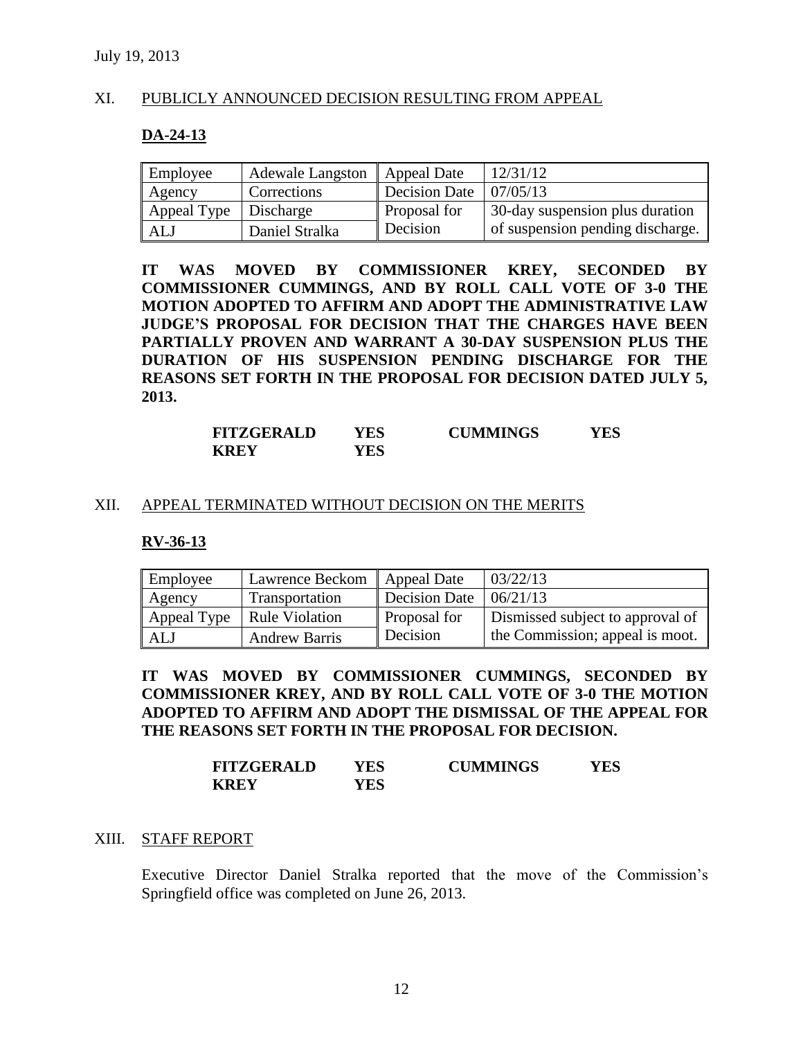July 19, 2013

## XI. PUBLICLY ANNOUNCED DECISION RESULTING FROM APPEAL

### DA-24-13

| Employee | Adewale Langston | Appeal Date | 12/31/12 |
|---|---|---|---|
| Agency | Corrections | Decision Date | 07/05/13 |
| Appeal Type | Discharge | Proposal for Decision | 30-day suspension plus duration of suspension pending discharge. |
| ALJ | Daniel Stralka | | |

**IT WAS MOVED BY COMMISSIONER KREY, SECONDED BY COMMISSIONER CUMMINGS, AND BY ROLL CALL VOTE OF 3-0 THE MOTION ADOPTED TO AFFIRM AND ADOPT THE ADMINISTRATIVE LAW JUDGE'S PROPOSAL FOR DECISION THAT THE CHARGES HAVE BEEN PARTIALLY PROVEN AND WARRANT A 30-DAY SUSPENSION PLUS THE DURATION OF HIS SUSPENSION PENDING DISCHARGE FOR THE REASONS SET FORTH IN THE PROPOSAL FOR DECISION DATED JULY 5, 2013.**

| | | | |
|---|---|---|---|
| **FITZGERALD** | **YES** | **CUMMINGS** | **YES** |
| **KREY** | **YES** | | |

## XII. APPEAL TERMINATED WITHOUT DECISION ON THE MERITS

### RV-36-13

| Employee | Lawrence Beckom | Appeal Date | 03/22/13 |
|---|---|---|---|
| Agency | Transportation | Decision Date | 06/21/13 |
| Appeal Type | Rule Violation | Proposal for Decision | Dismissed subject to approval of the Commission; appeal is moot. |
| ALJ | Andrew Barris | | |

**IT WAS MOVED BY COMMISSIONER CUMMINGS, SECONDED BY COMMISSIONER KREY, AND BY ROLL CALL VOTE OF 3-0 THE MOTION ADOPTED TO AFFIRM AND ADOPT THE DISMISSAL OF THE APPEAL FOR THE REASONS SET FORTH IN THE PROPOSAL FOR DECISION.**

| | | | |
|---|---|---|---|
| **FITZGERALD** | **YES** | **CUMMINGS** | **YES** |
| **KREY** | **YES** | | |

## XIII. STAFF REPORT

Executive Director Daniel Stralka reported that the move of the Commission's Springfield office was completed on June 26, 2013.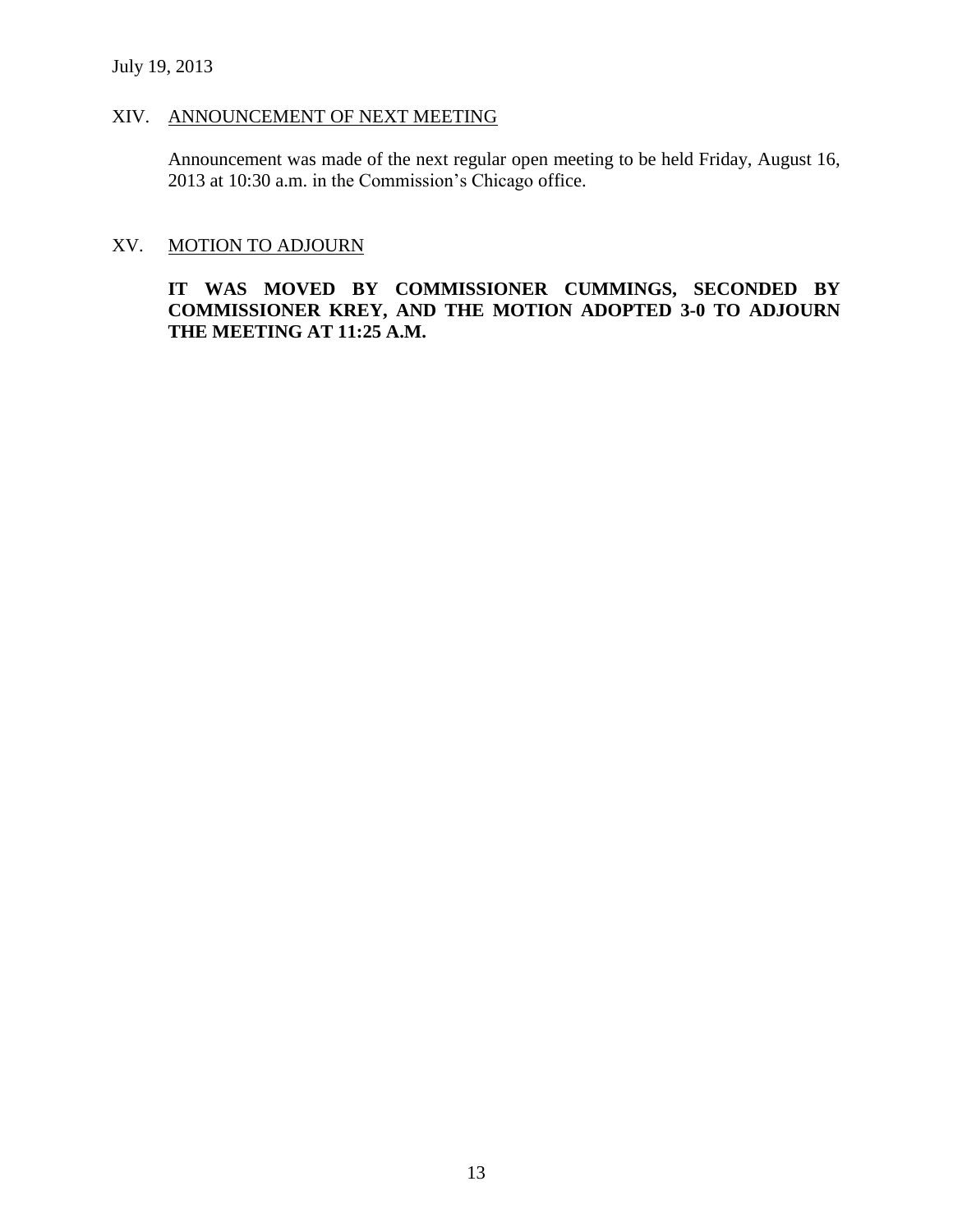## XIV. ANNOUNCEMENT OF NEXT MEETING

Announcement was made of the next regular open meeting to be held Friday, August 16, 2013 at 10:30 a.m. in the Commission's Chicago office.

## XV. MOTION TO ADJOURN

**IT WAS MOVED BY COMMISSIONER CUMMINGS, SECONDED BY COMMISSIONER KREY, AND THE MOTION ADOPTED 3-0 TO ADJOURN THE MEETING AT 11:25 A.M.**